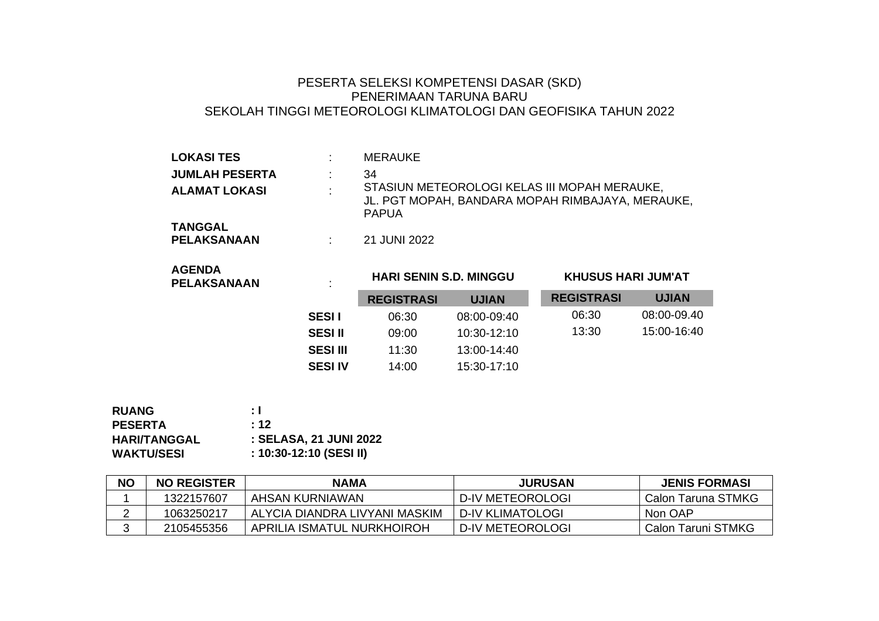# PESERTA SELEKSI KOMPETENSI DASAR (SKD)
# PENERIMAAN TARUNA BARU
# SEKOLAH TINGGI METEOROLOGI KLIMATOLOGI DAN GEOFISIKA TAHUN 2022

**LOKASI TES** : MERAUKE

**JUMLAH PESERTA** : 34

**ALAMAT LOKASI** : STASIUN METEOROLOGI KELAS III MOPAH MERAUKE, JL. PGT MOPAH, BANDARA MOPAH RIMBAJAYA, MERAUKE, PAPUA

**TANGGAL PELAKSANAAN** : 21 JUNI 2022

**AGENDA PELAKSANAAN** :

| | HARI SENIN S.D. MINGGU | | KHUSUS HARI JUM'AT | |
|---|---|---|---|---|
| | **REGISTRASI** | **UJIAN** | **REGISTRASI** | **UJIAN** |
| **SESI I** | 06:30 | 08:00-09:40 | 06:30 | 08:00-09.40 |
| **SESI II** | 09:00 | 10:30-12:10 | 13:30 | 15:00-16:40 |
| **SESI III** | 11:30 | 13:00-14:40 | | |
| **SESI IV** | 14:00 | 15:30-17:10 | | |

**RUANG** : I

**PESERTA** : 12

**HARI/TANGGAL** : SELASA, 21 JUNI 2022

**WAKTU/SESI** : 10:30-12:10 (SESI II)

| NO | NO REGISTER | NAMA | JURUSAN | JENIS FORMASI |
|---|---|---|---|---|
| 1 | 1322157607 | AHSAN KURNIAWAN | D-IV METEOROLOGI | Calon Taruna STMKG |
| 2 | 1063250217 | ALYCIA DIANDRA LIVYANI MASKIM | D-IV KLIMATOLOGI | Non OAP |
| 3 | 2105455356 | APRILIA ISMATUL NURKHOIROH | D-IV METEOROLOGI | Calon Taruni STMKG |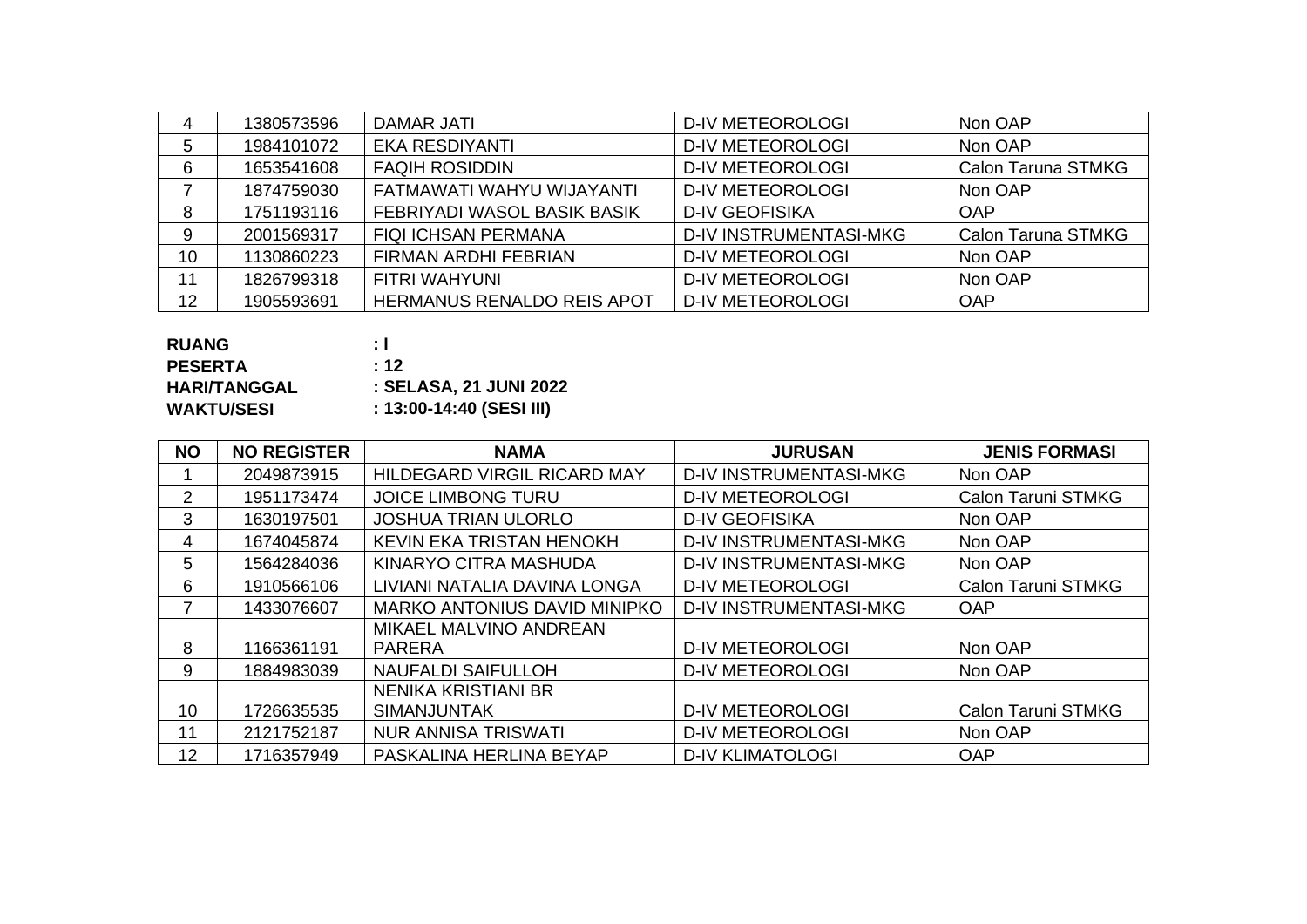| NO | NO REGISTER | NAMA | JURUSAN | JENIS FORMASI |
|---|---|---|---|---|
| 4 | 1380573596 | DAMAR JATI | D-IV METEOROLOGI | Non OAP |
| 5 | 1984101072 | EKA RESDIYANTI | D-IV METEOROLOGI | Non OAP |
| 6 | 1653541608 | FAQIH ROSIDDIN | D-IV METEOROLOGI | Calon Taruna STMKG |
| 7 | 1874759030 | FATMAWATI WAHYU WIJAYANTI | D-IV METEOROLOGI | Non OAP |
| 8 | 1751193116 | FEBRIYADI WASOL BASIK BASIK | D-IV GEOFISIKA | OAP |
| 9 | 2001569317 | FIQI ICHSAN PERMANA | D-IV INSTRUMENTASI-MKG | Calon Taruna STMKG |
| 10 | 1130860223 | FIRMAN ARDHI FEBRIAN | D-IV METEOROLOGI | Non OAP |
| 11 | 1826799318 | FITRI WAHYUNI | D-IV METEOROLOGI | Non OAP |
| 12 | 1905593691 | HERMANUS RENALDO REIS APOT | D-IV METEOROLOGI | OAP |

**RUANG** : I
**PESERTA** : 12
**HARI/TANGGAL** : SELASA, 21 JUNI 2022
**WAKTU/SESI** : 13:00-14:40 (SESI III)

| NO | NO REGISTER | NAMA | JURUSAN | JENIS FORMASI |
|---|---|---|---|---|
| 1 | 2049873915 | HILDEGARD VIRGIL RICARD MAY | D-IV INSTRUMENTASI-MKG | Non OAP |
| 2 | 1951173474 | JOICE LIMBONG TURU | D-IV METEOROLOGI | Calon Taruni STMKG |
| 3 | 1630197501 | JOSHUA TRIAN ULORLO | D-IV GEOFISIKA | Non OAP |
| 4 | 1674045874 | KEVIN EKA TRISTAN HENOKH | D-IV INSTRUMENTASI-MKG | Non OAP |
| 5 | 1564284036 | KINARYO CITRA MASHUDA | D-IV INSTRUMENTASI-MKG | Non OAP |
| 6 | 1910566106 | LIVIANI NATALIA DAVINA LONGA | D-IV METEOROLOGI | Calon Taruni STMKG |
| 7 | 1433076607 | MARKO ANTONIUS DAVID MINIPKO | D-IV INSTRUMENTASI-MKG | OAP |
| 8 | 1166361191 | MIKAEL MALVINO ANDREAN PARERA | D-IV METEOROLOGI | Non OAP |
| 9 | 1884983039 | NAUFALDI SAIFULLOH | D-IV METEOROLOGI | Non OAP |
| 10 | 1726635535 | NENIKA KRISTIANI BR SIMANJUNTAK | D-IV METEOROLOGI | Calon Taruni STMKG |
| 11 | 2121752187 | NUR ANNISA TRISWATI | D-IV METEOROLOGI | Non OAP |
| 12 | 1716357949 | PASKALINA HERLINA BEYAP | D-IV KLIMATOLOGI | OAP |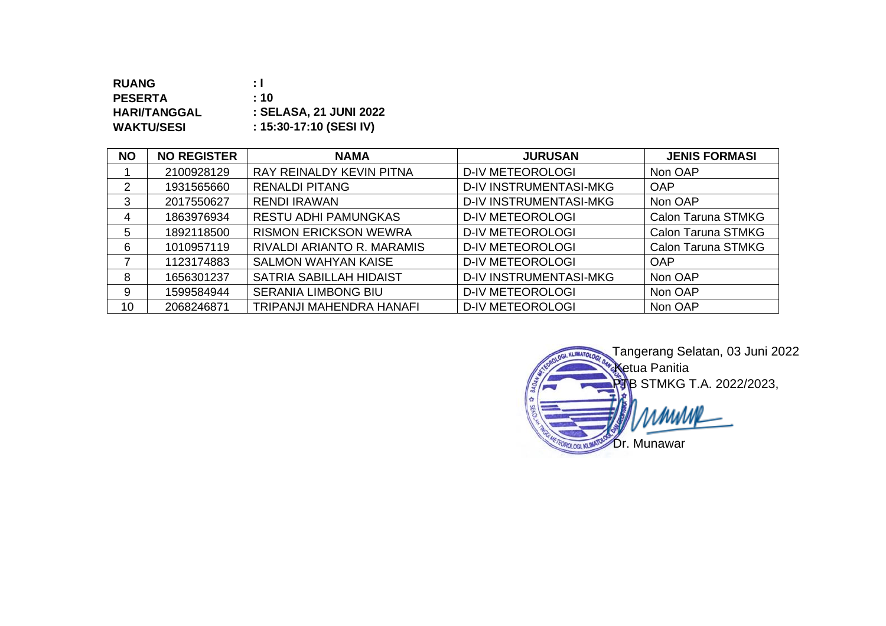**RUANG** : I
**PESERTA** : 10
**HARI/TANGGAL** : SELASA, 21 JUNI 2022
**WAKTU/SESI** : 15:30-17:10 (SESI IV)

| NO | NO REGISTER | NAMA | JURUSAN | JENIS FORMASI |
|---|---|---|---|---|
| 1 | 2100928129 | RAY REINALDY KEVIN PITNA | D-IV METEOROLOGI | Non OAP |
| 2 | 1931565660 | RENALDI PITANG | D-IV INSTRUMENTASI-MKG | OAP |
| 3 | 2017550627 | RENDI IRAWAN | D-IV INSTRUMENTASI-MKG | Non OAP |
| 4 | 1863976934 | RESTU ADHI PAMUNGKAS | D-IV METEOROLOGI | Calon Taruna STMKG |
| 5 | 1892118500 | RISMON ERICKSON WEWRA | D-IV METEOROLOGI | Calon Taruna STMKG |
| 6 | 1010957119 | RIVALDI ARIANTO R. MARAMIS | D-IV METEOROLOGI | Calon Taruna STMKG |
| 7 | 1123174883 | SALMON WAHYAN KAISE | D-IV METEOROLOGI | OAP |
| 8 | 1656301237 | SATRIA SABILLAH HIDAIST | D-IV INSTRUMENTASI-MKG | Non OAP |
| 9 | 1599584944 | SERANIA LIMBONG BIU | D-IV METEOROLOGI | Non OAP |
| 10 | 2068246871 | TRIPANJI MAHENDRA HANAFI | D-IV METEOROLOGI | Non OAP |

Tangerang Selatan, 03 Juni 2022
Ketua Panitia
PTB STMKG T.A. 2022/2023,

Dr. Munawar